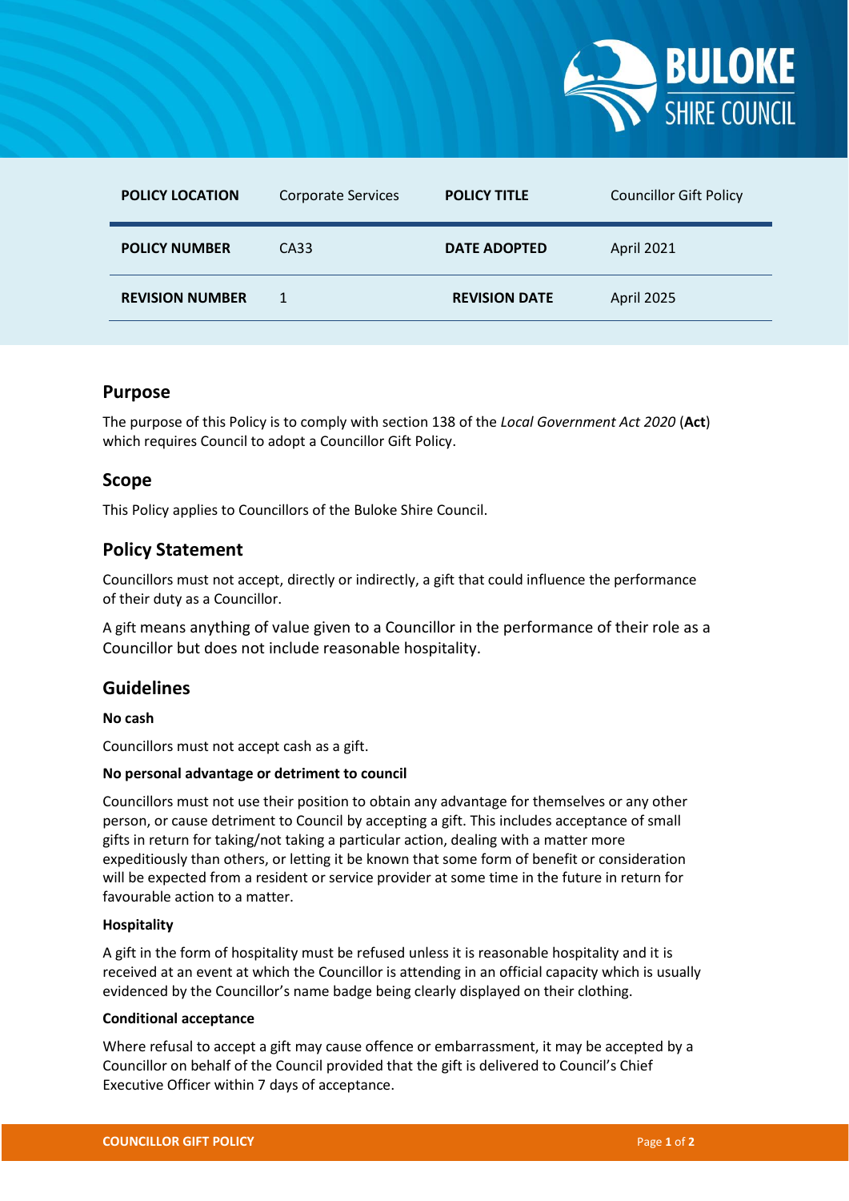| POLICY LOCATION | Corporate Services | POLICY TITLE | Councillor Gift Policy |
|---|---|---|---|
| POLICY NUMBER | CA33 | DATE ADOPTED | April 2021 |
| REVISION NUMBER | 1 | REVISION DATE | April 2025 |

## Purpose

The purpose of this Policy is to comply with section 138 of the *Local Government Act 2020* (**Act**) which requires Council to adopt a Councillor Gift Policy.

## Scope

This Policy applies to Councillors of the Buloke Shire Council.

## Policy Statement

Councillors must not accept, directly or indirectly, a gift that could influence the performance of their duty as a Councillor.

A gift means anything of value given to a Councillor in the performance of their role as a Councillor but does not include reasonable hospitality.

## Guidelines

**No cash**

Councillors must not accept cash as a gift.

**No personal advantage or detriment to council**

Councillors must not use their position to obtain any advantage for themselves or any other person, or cause detriment to Council by accepting a gift. This includes acceptance of small gifts in return for taking/not taking a particular action, dealing with a matter more expeditiously than others, or letting it be known that some form of benefit or consideration will be expected from a resident or service provider at some time in the future in return for favourable action to a matter.

**Hospitality**

A gift in the form of hospitality must be refused unless it is reasonable hospitality and it is received at an event at which the Councillor is attending in an official capacity which is usually evidenced by the Councillor's name badge being clearly displayed on their clothing.

**Conditional acceptance**

Where refusal to accept a gift may cause offence or embarrassment, it may be accepted by a Councillor on behalf of the Council provided that the gift is delivered to Council's Chief Executive Officer within 7 days of acceptance.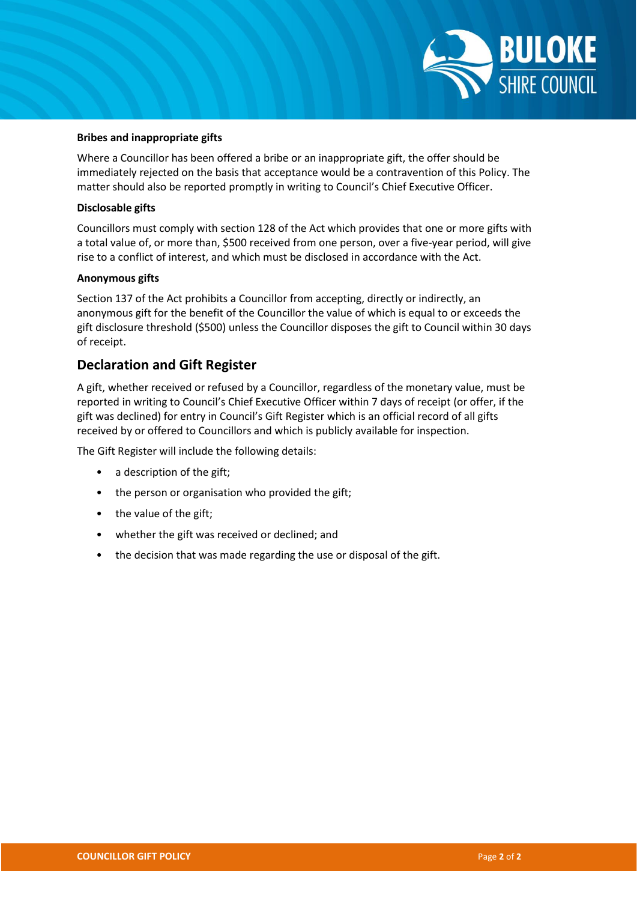**Bribes and inappropriate gifts**

Where a Councillor has been offered a bribe or an inappropriate gift, the offer should be immediately rejected on the basis that acceptance would be a contravention of this Policy. The matter should also be reported promptly in writing to Council's Chief Executive Officer.

**Disclosable gifts**

Councillors must comply with section 128 of the Act which provides that one or more gifts with a total value of, or more than, $500 received from one person, over a five-year period, will give rise to a conflict of interest, and which must be disclosed in accordance with the Act.

**Anonymous gifts**

Section 137 of the Act prohibits a Councillor from accepting, directly or indirectly, an anonymous gift for the benefit of the Councillor the value of which is equal to or exceeds the gift disclosure threshold ($500) unless the Councillor disposes the gift to Council within 30 days of receipt.

## Declaration and Gift Register

A gift, whether received or refused by a Councillor, regardless of the monetary value, must be reported in writing to Council's Chief Executive Officer within 7 days of receipt (or offer, if the gift was declined) for entry in Council's Gift Register which is an official record of all gifts received by or offered to Councillors and which is publicly available for inspection.

The Gift Register will include the following details:

- a description of the gift;
- the person or organisation who provided the gift;
- the value of the gift;
- whether the gift was received or declined; and
- the decision that was made regarding the use or disposal of the gift.